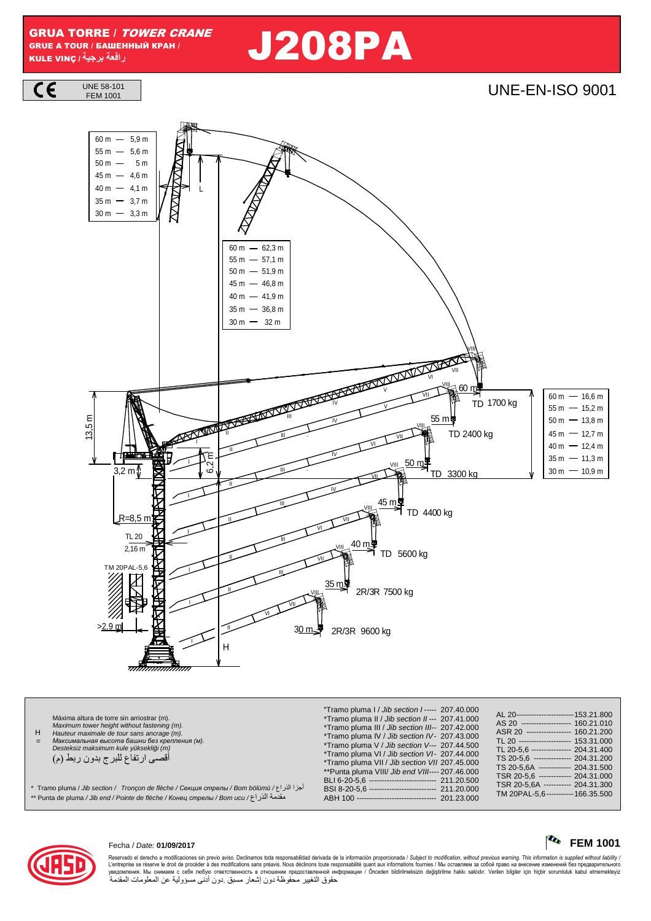# GRUA TORRE / *TOWER CRANE*

GRUE A TOUR / БАШЕННЫЙ КРАН / KULE VINÇ / رافعة برجية

# J208PA

CE — UNE 58-101 / FEM 1001

UNE-EN-ISO 9001

| L | |
|---|---|
| 60 m | 5,9 m |
| 55 m | 5,6 m |
| 50 m | 5 m |
| 45 m | 4,6 m |
| 40 m | 4,1 m |
| 35 m | 3,7 m |
| 30 m | 3,3 m |

| | |
|---|---|
| 60 m | 62,3 m |
| 55 m | 57,1 m |
| 50 m | 51,9 m |
| 45 m | 46,8 m |
| 40 m | 41,9 m |
| 35 m | 36,8 m |
| 30 m | 32 m |

| | |
|---|---|
| 60 m | 16,6 m |
| 55 m | 15,2 m |
| 50 m | 13,8 m |
| 45 m | 12,7 m |
| 40 m | 12,4 m |
| 35 m | 11,3 m |
| 30 m | 10,9 m |

| Jib | Tip load |
|---|---|
| 60 m | TD 1700 kg |
| 55 m | TD 2400 kg |
| 50 m | TD 3300 kg |
| 45 m | TD 4400 kg |
| 40 m | TD 5600 kg |
| 35 m | 2R/3R 7500 kg |
| 30 m | 2R/3R 9600 kg |

13,5 m — 6,2 m — 3,2 m — R=8,5 m — TL 20 2,16 m — TM 20PAL-5,6 — >2,9 m — H — L

H = Máxima altura de torre sin arriostrar (m).
*Maximum tower height without fastening (m).*
*Hauteur maximale de tour sans ancrage (m).*
*Максимальная высота башни без крепления (м).*
*Desteksiz maksimum kule yüksekliği (m)*
أقصى ارتفاع للبرج بدون ربط (م)

\* Tramo pluma / *Jib section / Tronçon de flèche / Секция стрелы / Bom bölümü* / أجزا الذراع
\*\* Punta de pluma / *Jib end / Pointe de flèche / Конец стрелы / Bom ucu* / مقدمة الذراع

| | |
|---|---|
| *Tramo pluma I / *Jib section I* | 207.40.000 |
| *Tramo pluma II / *Jib section II* | 207.41.000 |
| *Tramo pluma III / *Jib section III* | 207.42.000 |
| *Tramo pluma IV / *Jib section IV* | 207.43.000 |
| *Tramo pluma V / *Jib section V* | 207.44.500 |
| *Tramo pluma VI / *Jib section VI* | 207.44.000 |
| *Tramo pluma VII / *Jib section VII* | 207.45.000 |
| **Punta pluma VIII/ *Jib end VIII* | 207.46.000 |
| BLI 6-20-5,6 | 211.20.500 |
| BSI 8-20-5,6 | 211.20.000 |
| ABH 100 | 201.23.000 |

| | |
|---|---|
| AL 20 | 153.21.800 |
| AS 20 | 160.21.010 |
| ASR 20 | 160.21.200 |
| TL 20 | 153.31.000 |
| TL 20-5,6 | 204.31.400 |
| TS 20-5,6 | 204.31.200 |
| TS 20-5,6A | 204.31.500 |
| TSR 20-5,6 | 204.31.000 |
| TSR 20-5,6A | 204.31.300 |
| TM 20PAL-5,6 | 166.35.500 |

Fecha / *Date:* **01/09/2017**

**FEM 1001**

Reservado el derecho a modificaciones sin previo aviso. Declinamos toda responsabilidad derivada de la información proporcionada / *Subject to modification, without previous warning. This information is supplied without liability* / L'entreprise se réserve le droit de procéder à des modifications sans préavis. Nous déclinons toute responsabilité quant aux informations fournies / Мы оставляем за собой право на внесение изменений без предварительного уведомления. Мы снимаем с себя любую ответственность в отношении предоставленной информации / Önceden bildirilmeksizin değiştirilme hakkı saklıdır. Verilen bilgiler için hiçbir sorumluluk kabul etmemekteyiz
حقوق التغيير محفوظة دون إشعار مسبق .دون أدنى مسؤولية عن المعلومات المقدمة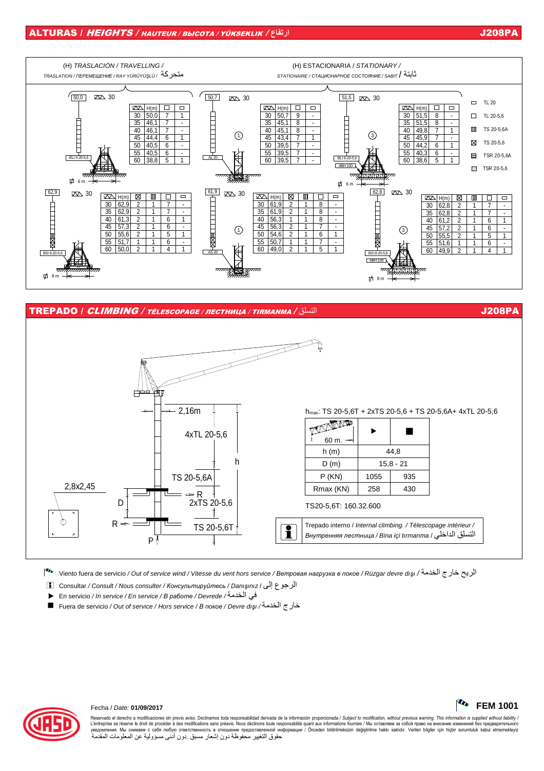## ALTURAS / *HEIGHTS* / *HAUTEUR / ВЫСОТА / YÜKSEKLIK* / ارتفاع — J208PA

(H) TRASLACIÓN / *TRAVELLING* / *TRASLATION / ПЕРЕМЕЩЕНИЕ / RAY YÜRÜYÜŞLÜ* / متحركة

(H) ESTACIONARIA / *STATIONARY* / *STATIONAIRE / СТАЦИОНАРНОЕ СОСТОЯНИЕ / SABIT* / ثابتة

**50,0** — 30 — BLI 6-20-5,6 — ø 6 m

| Jib | H(m) | TS 20-5,6 | TL 20 |
|---|---|---|---|
| 30 | 50,0 | 7 | 1 |
| 35 | 46,1 | 7 | - |
| 40 | 46,1 | 7 | - |
| 45 | 44,4 | 6 | 1 |
| 50 | 40,5 | 6 | - |
| 55 | 40,5 | 6 | - |
| 60 | 38,8 | 5 | 1 |

**50,7** — 30 — AL 20 — ①

| Jib | H(m) | TS 20-5,6 | TL 20 |
|---|---|---|---|
| 30 | 50,7 | 9 | - |
| 35 | 45,1 | 8 | - |
| 40 | 45,1 | 8 | - |
| 45 | 43,4 | 7 | 1 |
| 50 | 39,5 | 7 | - |
| 55 | 39,5 | 7 | - |
| 60 | 39,5 | 7 | - |

**51,5** — 30 — BLI 6-20-5,6 — ABH 100 — ③ — ø 6 m

| Jib | H(m) | TS 20-5,6 | TL 20 |
|---|---|---|---|
| 30 | 51,5 | 8 | - |
| 35 | 51,5 | 8 | - |
| 40 | 49,8 | 7 | 1 |
| 45 | 45,9 | 7 | - |
| 50 | 44,2 | 6 | 1 |
| 55 | 40,3 | 6 | - |
| 60 | 38,6 | 5 | 1 |

**62,9** — 30 — BSI 8-20-5,6 — ø 8 m

| Jib | H(m) | TS 20-5,6T | TS 20-5,6A | TS 20-5,6 | TL 20 |
|---|---|---|---|---|---|
| 30 | 62,9 | 2 | 1 | 7 | - |
| 35 | 62,9 | 2 | 1 | 7 | - |
| 40 | 61,3 | 2 | 1 | 6 | 1 |
| 45 | 57,3 | 2 | 1 | 6 | - |
| 50 | 55,6 | 2 | 1 | 5 | 1 |
| 55 | 51,7 | 1 | 1 | 6 | - |
| 60 | 50,0 | 2 | 1 | 4 | 1 |

**61,9** — 30 — AS 20 — ①

| Jib | H(m) | TS 20-5,6T | TS 20-5,6A | TS 20-5,6 | TL 20 |
|---|---|---|---|---|---|
| 30 | 61,9 | 2 | 1 | 8 | - |
| 35 | 61,9 | 2 | 1 | 8 | - |
| 40 | 56,3 | 1 | 1 | 8 | - |
| 45 | 56,3 | 2 | 1 | 7 | - |
| 50 | 54,6 | 2 | 1 | 6 | 1 |
| 55 | 50,7 | 1 | 1 | 7 | - |
| 60 | 49,0 | 2 | 1 | 5 | 1 |

**62,8** — 30 — BSI 8-20-5,6 — ABH 100 — ③ — ø 8 m

| Jib | H(m) | TS 20-5,6T | TS 20-5,6A | TS 20-5,6 | TL 20 |
|---|---|---|---|---|---|
| 30 | 62,8 | 2 | 1 | 7 | - |
| 35 | 62,8 | 2 | 1 | 7 | - |
| 40 | 61,2 | 2 | 1 | 6 | 1 |
| 45 | 57,2 | 2 | 1 | 6 | - |
| 50 | 55,5 | 2 | 1 | 5 | 1 |
| 55 | 51,6 | 1 | 1 | 6 | - |
| 60 | 49,9 | 2 | 1 | 4 | 1 |

Leyenda:
- TL 20
- TL 20-5,6
- TS 20-5,6A
- TS 20-5,6
- TSR 20-5,6A
- TSR 20-5,6

## TREPADO / *CLIMBING* / *TÉLESCOPAGE / ЛЕСТНИЦА / TIRMANMA* / التسلق — J208PA

2,16m — 4xTL 20-5,6 — TS 20-5,6A — 2xTS 20-5,6 — TS 20-5,6T — h — R — D — P — 2,8x2,45

$h_{max}$: TS 20-5,6T + 2xTS 20-5,6 + TS 20-5,6A+ 4xTL 20-5,6

| 60 m. | ▶ | ■ |
|---|---|---|
| h (m) | 44,8 | |
| D (m) | 15,8 - 21 | |
| P (KN) | 1055 | 935 |
| Rmax (KN) | 258 | 430 |

TS20-5,6T: 160.32.600

Trepado interno / *Internal climbing.* / *Télescopage intérieur* / *Внутренняя лестница / Bina içi tırmanma* / التسلق الداخلي

- Viento fuera de servicio / *Out of service wind / Vitesse du vent hors service / Ветровая нагрузка в покое / Rüzgar devre dışı* / الريح خارج الخدمة
- Consultar / *Consult / Nous consulter / Консультируйтесь / Danışınız* / الرجوع إلى
- ▶ En servicio / *In service / En service / В работе / Devrede* / في الخدمة
- ■ Fuera de servicio / *Out of service / Hors service / В покое / Devre dışı* / خارج الخدمة

Fecha / *Date:* **01/09/2017**

**FEM 1001**

Reservado el derecho a modificaciones sin previo aviso. Declinamos toda responsabilidad derivada de la información proporcionada / *Subject to modification, without previous warning. This information is supplied without liability* / L'entreprise se réserve le droit de procéder à des modifications sans préavis. Nous déclinons toute responsabilité quant aux informations fournies / Мы оставляем за собой право на внесение изменений без предварительного уведомления. Мы снимаем с себя любую ответственность в отношении предоставленной информации / Önceden bildirilmeksizin değiştirilme hakkı saklıdır. Verilen bilgiler için hiçbir sorumluluk kabul etmemekteyiz
حقوق التغيير محفوظة دون إشعار مسبق .دون أدنى مسؤولية عن المعلومات المقدمة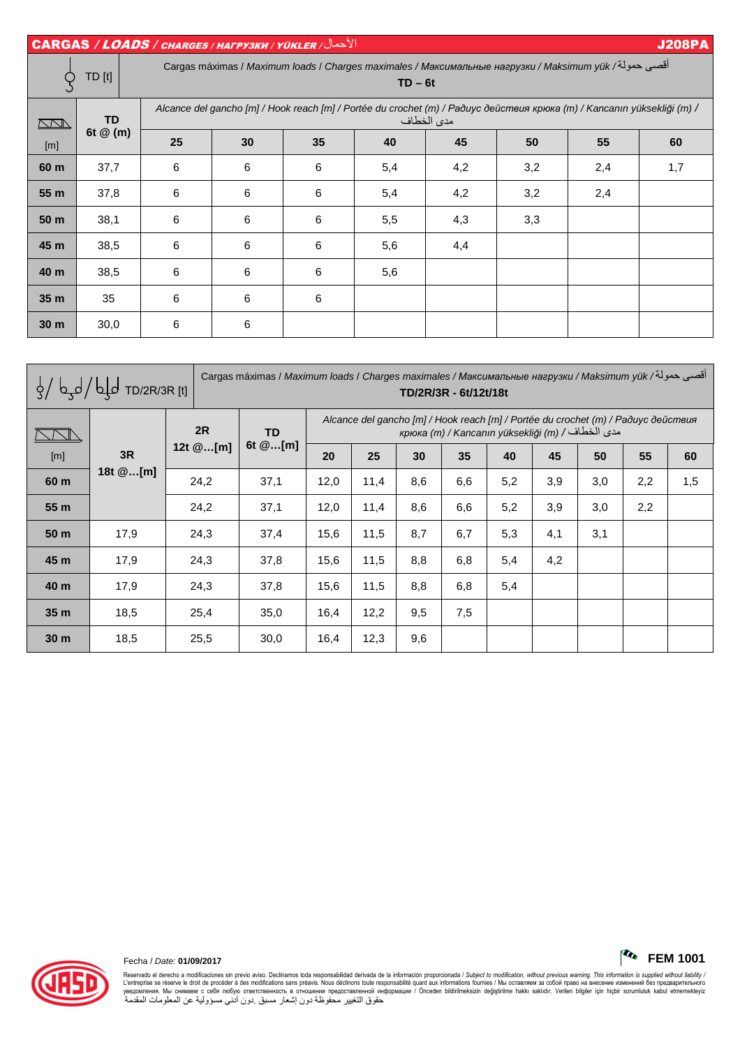## CARGAS / *LOADS* / *CHARGES* / *НАГРУЗКИ* / *YÜKLER* / الأحمال — J208PA

| TD [t] | Cargas máximas / *Maximum loads* / *Charges maximales* / *Максимальные нагрузки* / *Maksimum yük* / أقصى حمولة **TD – 6t** | | | | | | | |
|---|---|---|---|---|---|---|---|---|
| [m] | **TD 6t @ (m)** | *Alcance del gancho [m] / Hook reach [m] / Portée du crochet (m) / Радиус действия крюка (m) / Kancanın yüksekliği (m) /* مدى الخطاف | | | | | | |
| | | **25** | **30** | **35** | **40** | **45** | **50** | **55** | **60** |
| **60 m** | 37,7 | 6 | 6 | 6 | 5,4 | 4,2 | 3,2 | 2,4 | 1,7 |
| **55 m** | 37,8 | 6 | 6 | 6 | 5,4 | 4,2 | 3,2 | 2,4 | |
| **50 m** | 38,1 | 6 | 6 | 6 | 5,5 | 4,3 | 3,3 | | |
| **45 m** | 38,5 | 6 | 6 | 6 | 5,6 | 4,4 | | | |
| **40 m** | 38,5 | 6 | 6 | 6 | 5,6 | | | | |
| **35 m** | 35 | 6 | 6 | 6 | | | | | |
| **30 m** | 30,0 | 6 | 6 | | | | | | |

| TD/2R/3R [t] | Cargas máximas / *Maximum loads* / *Charges maximales* / *Максимальные нагрузки* / *Maksimum yük* / أقصى حمولة **TD/2R/3R - 6t/12t/18t** | | | | | | | | | | |
|---|---|---|---|---|---|---|---|---|---|---|---|
| [m] | **3R 18t @…[m]** | **2R 12t @…[m]** | **TD 6t @…[m]** | *Alcance del gancho [m] / Hook reach [m] / Portée du crochet (m) / Радиус действия крюка (m) / Kancanın yüksekliği (m) /* مدى الخطاف | | | | | | | | |
| | | | | **20** | **25** | **30** | **35** | **40** | **45** | **50** | **55** | **60** |
| **60 m** | | 24,2 | 37,1 | 12,0 | 11,4 | 8,6 | 6,6 | 5,2 | 3,9 | 3,0 | 2,2 | 1,5 |
| **55 m** | | 24,2 | 37,1 | 12,0 | 11,4 | 8,6 | 6,6 | 5,2 | 3,9 | 3,0 | 2,2 | |
| **50 m** | 17,9 | 24,3 | 37,4 | 15,6 | 11,5 | 8,7 | 6,7 | 5,3 | 4,1 | 3,1 | | |
| **45 m** | 17,9 | 24,3 | 37,8 | 15,6 | 11,5 | 8,8 | 6,8 | 5,4 | 4,2 | | | |
| **40 m** | 17,9 | 24,3 | 37,8 | 15,6 | 11,5 | 8,8 | 6,8 | 5,4 | | | | |
| **35 m** | 18,5 | 25,4 | 35,0 | 16,4 | 12,2 | 9,5 | 7,5 | | | | | |
| **30 m** | 18,5 | 25,5 | 30,0 | 16,4 | 12,3 | 9,6 | | | | | | |

Fecha / *Date:* **01/09/2017**

**FEM 1001**

Reservado el derecho a modificaciones sin previo aviso. Declinamos toda responsabilidad derivada de la información proporcionada / *Subject to modification, without previous warning. This information is supplied without liability* / L'entreprise se réserve le droit de procéder à des modifications sans préavis. Nous déclinons toute responsabilité quant aux informations fournies / Мы оставляем за собой право на внесение изменений без предварительного уведомления. Мы снимаем с себя любую ответственность в отношении предоставленной информации / Önceden bildirilmeksizin değiştirilme hakkı saklıdır. Verilen bilgiler için hiçbir sorumluluk kabul etmemekteyiz
حقوق التغيير محفوظة دون إشعار مسبق .دون أدنى مسؤولية عن المعلومات المقدمة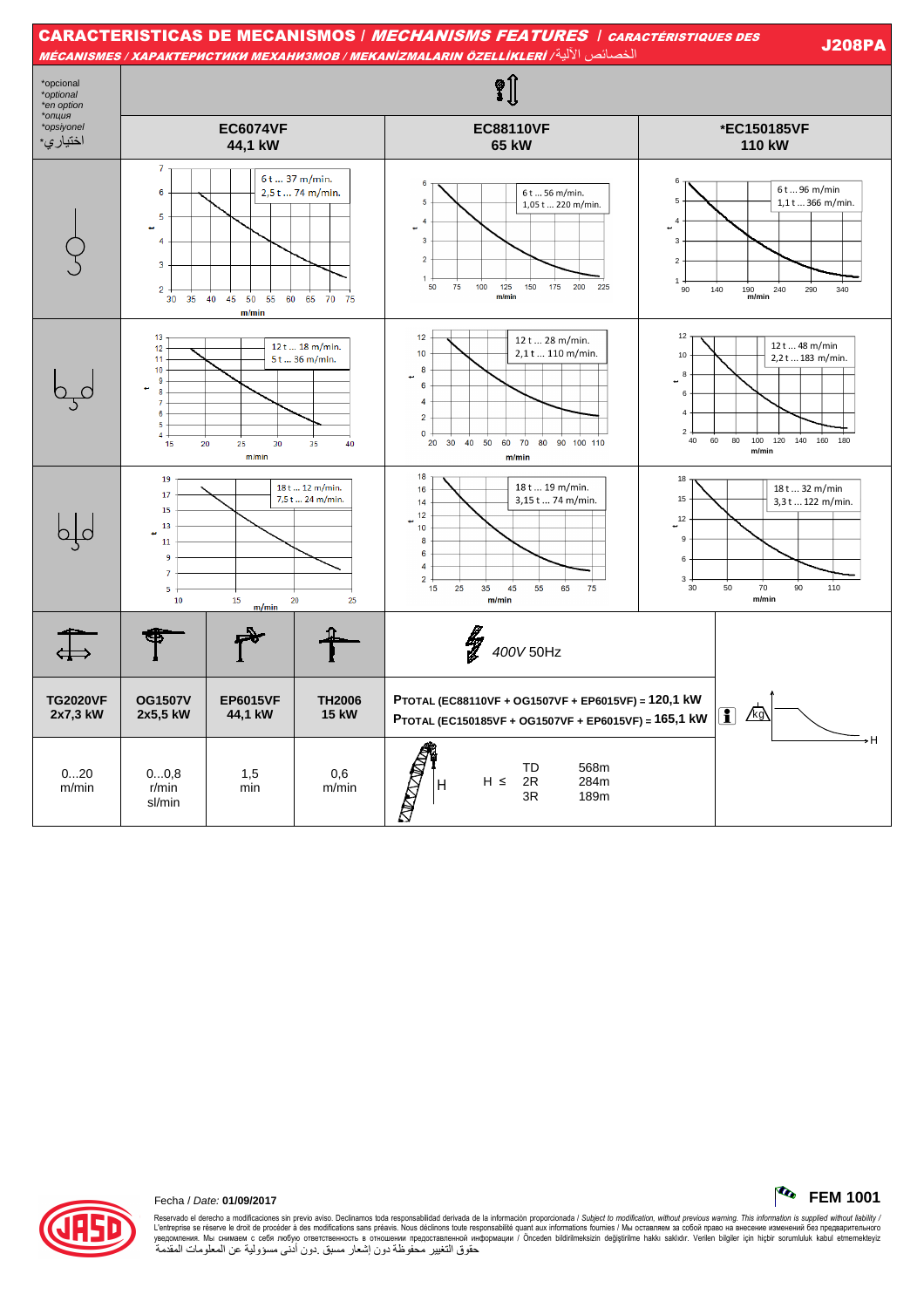# CARACTERISTICAS DE MECANISMOS / *MECHANISMS FEATURES* / *CARACTÉRISTIQUES DES MÉCANISMES* / *ХАРАКТЕРИСТИКИ МЕХАНИЗМОВ* / *MEKANİZMALARIN ÖZELLİKLERİ* / الخصائص الآلية

**J208PA**

*opcional
*optional
*en option
*опция
*opsiyonel
*اختياري

| | EC6074VF 44,1 kW | EC88110VF 65 kW | *EC150185VF 110 kW |
|---|---|---|---|
| 1 ramal | 6 t ... 37 m/min.<br>2,5 t ... 74 m/min. | 6 t ... 56 m/min.<br>1,05 t ... 220 m/min. | 6 t ... 96 m/min<br>1,1 t ... 366 m/min. |
| 2 ramales | 12 t ... 18 m/min.<br>5 t ... 36 m/min. | 12 t ... 28 m/min.<br>2,1 t ... 110 m/min. | 12 t ... 48 m/min<br>2,2 t ... 183 m/min. |
| 3 ramales | 18 t ... 12 m/min.<br>7,5 t ... 24 m/min. | 18 t ... 19 m/min.<br>3,15 t ... 74 m/min. | 18 t ... 32 m/min<br>3,3 t ... 122 m/min. |

| TG2020VF 2x7,3 kW | OG1507V 2x5,5 kW | EP6015VF 44,1 kW | TH2006 15 kW |
|---|---|---|---|
| 0...20 m/min | 0...0,8 r/min sl/min | 1,5 min | 0,6 m/min |

*400V* 50Hz

PTOTAL (EC88110VF + OG1507VF + EP6015VF) = 120,1 kW
PTOTAL (EC150185VF + OG1507VF + EP6015VF) = 165,1 kW

| H ≤ | | |
|---|---|---|
| | TD | 568m |
| | 2R | 284m |
| | 3R | 189m |

Fecha / *Date:* **01/09/2017**

**FEM 1001**

Reservado el derecho a modificaciones sin previo aviso. Declinamos toda responsabilidad derivada de la información proporcionada / *Subject to modification, without previous warning. This information is supplied without liability* / L'entreprise se réserve le droit de procéder à des modifications sans préavis. Nous déclinons toute responsabilité quant aux informations fournies / Мы оставляем за собой право на внесение изменений без предварительного уведомления. Мы снимаем с себя любую ответственность в отношении предоставленной информации / Önceden bildirilmeksizin değiştirilme hakkı saklıdır. Verilen bilgiler için hiçbir sorumluluk kabul etmemekteyiz
حقوق التغيير محفوظة دون إشعار مسبق. دون أدنى مسؤولية عن المعلومات المقدمة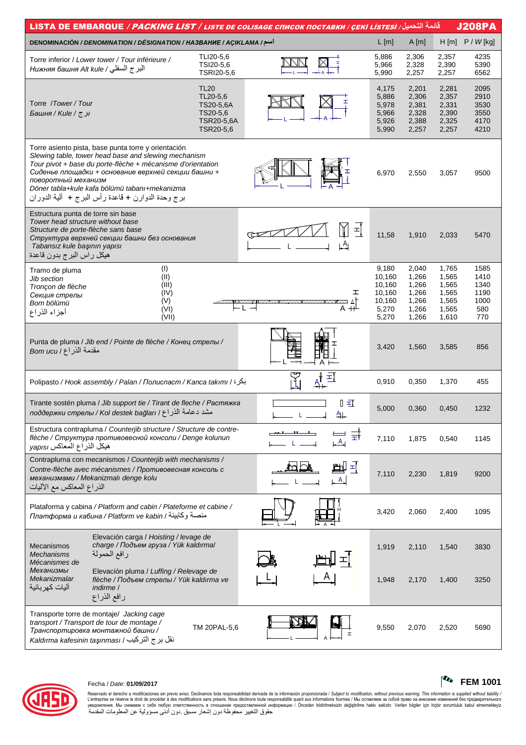# LISTA DE EMBARQUE / *PACKING LIST* / LISTE DE COLISAGE СПИСОК ПОСТАВКИ / ÇEKİ LİSTESİ / قائمة التحميل — J208PA

| DENOMINACIÓN / *DENOMINATION* / DÉSIGNATION / НАЗВАНИЕ / AÇIKLAMA / اسم | | L [m] | A [m] | H [m] | P / *W* [kg] |
|---|---|---|---|---|---|
| Torre inferior / *Lower tower* / Tour inférieure / *Нижняя башня* Alt kule / البرج السفلي | TLI20-5,6 | 5,886 | 2,306 | 2,357 | 4235 |
| | TSI20-5,6 | 5,966 | 2,328 | 2,390 | 5390 |
| | TSRI20-5,6 | 5,990 | 2,257 | 2,257 | 6562 |
| Torre /*Tower* / Tour *Башня* / Kule / برج | TL20 | 4,175 | 2,201 | 2,281 | 2095 |
| | TL20-5,6 | 5,886 | 2,306 | 2,357 | 2910 |
| | TS20-5,6A | 5,978 | 2,381 | 2,331 | 3530 |
| | TS20-5,6 | 5,966 | 2,328 | 2,390 | 3550 |
| | TSR20-5,6A | 5,926 | 2,388 | 2,325 | 4170 |
| | TSR20-5,6 | 5,990 | 2,257 | 2,257 | 4210 |
| Torre asiento pista, base punta torre y orientación / *Slewing table, tower head base and slewing mechanism* / Tour pivot + base du porte-flèche + mécanisme d'orientation / *Сиденье площадки + основание верхней секции башни + поворотный механизм* / Döner tabla+kule kafa bölümü tabanı+mekanizma / برج وحدة الدوران + قاعدة رأس البرج + آلية الدوران | | 6,970 | 2,550 | 3,057 | 9500 |
| Estructura punta de torre sin base / *Tower head structure without base* / Structure de porte-flèche sans base / *Структура верхней секции башни без основания* / Tabansız kule başının yapısı / هيكل رأس البرج بدون قاعدة | | 11,58 | 1,910 | 2,033 | 5470 |
| Tramo de pluma / *Jib section* / Tronçon de flèche / *Секция стрелы* / Bom bölümü / أجزاء الذراع | (I) | 9,180 | 2,040 | 1,765 | 1585 |
| | (II) | 10,160 | 1,266 | 1,565 | 1410 |
| | (III) | 10,160 | 1,266 | 1,565 | 1340 |
| | (IV) | 10,160 | 1,266 | 1,565 | 1190 |
| | (V) | 10,160 | 1,266 | 1,565 | 1000 |
| | (VI) | 5,270 | 1,266 | 1,565 | 580 |
| | (VII) | 5,270 | 1,266 | 1,610 | 770 |
| Punta de pluma / *Jib end* / Pointe de flèche / *Конец стрелы* / Bom ucu / مقدمة الذراع | | 3,420 | 1,560 | 3,585 | 856 |
| Polipasto / *Hook assembly* / Palan / *Полиспаст* / Kanca takımı / بكرة | | 0,910 | 0,350 | 1,370 | 455 |
| Tirante sostén pluma / *Jib support tie* / Tirant de fleche / *Растяжка поддержки стрелы* / Kol destek bağları / مشد دعامة الذراع | | 5,000 | 0,360 | 0,450 | 1232 |
| Estructura contrapluma / *Counterjib structure* / Structure de contre-flèche / *Структура противовесной консоли* / Denge kolunun yapısı / هيكل الذراع المعاكس | | 7,110 | 1,875 | 0,540 | 1145 |
| Contrapluma con mecanismos / *Counterjib with mechanisms* / Contre-flèche avec mécanismes / *Противовесная консоль с механизмами* / Mekanizmalı denge kolu / الذراع المعاكس مع الآليات | | 7,110 | 2,230 | 1,819 | 9200 |
| Plataforma y cabina / *Platform and cabin* / Plateforme et cabine / *Платформа и кабина* / Platform ve kabin / منصة وكابينة | | 3,420 | 2,060 | 2,400 | 1095 |
| Mecanismos / *Mechanisms* / Mécanismes de / *Механизмы* / Mekanizmalar / آليات كهربائية | Elevación carga / *Hoisting* / levage de charge / *Подъем груза* / Yük kaldırmal / رافع الحمولة | 1,919 | 2,110 | 1,540 | 3830 |
| | Elevación pluma / *Luffing* / Relevage de flèche / *Подъем стрелы* / Yük kaldırma ve indirme / رافع الذراع | 1,948 | 2,170 | 1,400 | 3250 |
| Transporte torre de montaje/ *Jacking cage transport* / Transport de tour de montage / *Транспортировка монтажной башни* / Kaldırma kafesinin taşınması / نقل برج التركيب | TM 20PAL-5,6 | 9,550 | 2,070 | 2,520 | 5690 |

Fecha / *Date:* **01/09/2017**

**FEM 1001**

Reservado el derecho a modificaciones sin previo aviso. Declinamos toda responsabilidad derivada de la información proporcionada / *Subject to modification, without previous warning. This information is supplied without liability* / L'entreprise se réserve le droit de procéder à des modifications sans préavis. Nous déclinons toute responsabilité quant aux informations fournies / Мы оставляем за собой право на внесение изменений без предварительного уведомления. Мы снимаем с себя любую ответственность в отношении предоставленной информации / Önceden bildirilmeksizin değiştirilme hakkı saklıdır. Verilen bilgiler için hiçbir sorumluluk kabul etmemekteyiz
حقوق التغيير محفوظة دون إشعار مسبق .دون أدنى مسؤولية عن المعلومات المقدمة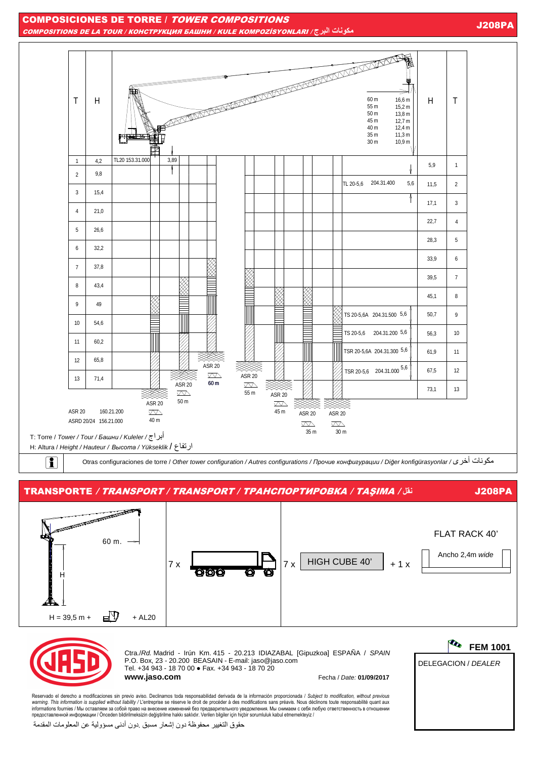# COMPOSICIONES DE TORRE / *TOWER COMPOSITIONS*

*COMPOSITIONS DE LA TOUR / КОНСТРУКЦИЯ БАШНИ / KULE KOMPOZİSYONLARI /* مكونات البرج

J208PA

60 m 16,6 m
55 m 15,2 m
50 m 13,8 m
45 m 12,7 m
40 m 12,4 m
35 m 11,3 m
30 m 10,9 m

| T | H | | | | | | | | | | | | | | | | | H | T |
|---|---|---|---|---|---|---|---|---|---|---|---|---|---|---|---|---|---|---|---|
| 1 | 4,2 | TL20 153.31.000 | 3,89 | | | | | | | | | | | | | | | 5,9 | 1 |
| 2 | 9,8 | | | | | | | | | | | | | | | TL 20-5,6 204.31.400 5,6 | | 11,5 | 2 |
| 3 | 15,4 | | | | | | | | | | | | | | | | | 17,1 | 3 |
| 4 | 21,0 | | | | | | | | | | | | | | | | | 22,7 | 4 |
| 5 | 26,6 | | | | | | | | | | | | | | | | | 28,3 | 5 |
| 6 | 32,2 | | | | | | | | | | | | | | | | | 33,9 | 6 |
| 7 | 37,8 | | | | | | | | | | | | | | | | | 39,5 | 7 |
| 8 | 43,4 | | | | | | | | | | | | | | | | | 45,1 | 8 |
| 9 | 49 | | | | | | | | | | | | | | | TS 20-5,6A 204.31.500 5,6 | | 50,7 | 9 |
| 10 | 54,6 | | | | | | | | | | | | | | | TS 20-5,6 204.31.200 5,6 | | 56,3 | 10 |
| 11 | 60,2 | | | | | | | | | | | | | | | TSR 20-5,6A 204.31.300 5,6 | | 61,9 | 11 |
| 12 | 65,8 | | | | | | | | | | | | | | | TSR 20-5,6 204.31.000 5,6 | | 67,5 | 12 |
| 13 | 71,4 | | | | | | | | | | | | | | | | | 73,1 | 13 |

ASR 20 160.21.200
ASRD 20/24 156.21.000

ASR 20 — 40 m
ASR 20 — 50 m
ASR 20 — 60 m
ASR 20 — 55 m
ASR 20 — 45 m
ASR 20 — 35 m
ASR 20 — 30 m

T: Torre / *Tower / Tour / Башни / Kuleler /* أبراج

H: Altura / *Height / Hauteur / Высота / Yükseklik /* ارتفاع

Otras configuraciones de torre / *Other tower configuration / Autres configurations / Прочие конфигурации / Diğer konfigürasyonlar /* مكونات أخرى

# TRANSPORTE / *TRANSPORT / TRANSPORT / ТРАНСПОРТИРОВКА / TAŞIMA /* نقل

J208PA

60 m.

H

H = 39,5 m + + AL20

7 x

7 x HIGH CUBE 40' + 1 x

FLAT RACK 40'

Ancho 2,4m *wide*

Ctra./*Rd.* Madrid - Irún Km. 415 - 20.213 IDIAZABAL [Gipuzkoa] ESPAÑA / *SPAIN*
P.O. Box, 23 - 20.200 BEASAIN - E-mail: jaso@jaso.com
Tel. +34 943 - 18 70 00 ● Fax. +34 943 - 18 70 20
**www.jaso.com**

Fecha / *Date:* **01/09/2017**

**FEM 1001**

DELEGACION / *DEALER*

Reservado el derecho a modificaciones sin previo aviso. Declinamos toda responsabilidad derivada de la información proporcionada / *Subject to modification, without previous warning. This information is supplied without liability* / L'entreprise se réserve le droit de procéder à des modifications sans préavis. Nous déclinons toute responsabilité quant aux informations fournies / Мы оставляем за собой право на внесение изменений без предварительного уведомления. Мы снимаем с себя любую ответственность в отношении предоставленной информации / Önceden bildirilmeksizin değiştirilme hakkı saklıdır. Verilen bilgiler için hiçbir sorumluluk kabul etmemekteyiz /

حقوق التغيير محفوظة دون إشعار مسبق .دون أدنى مسؤولية عن المعلومات المقدمة